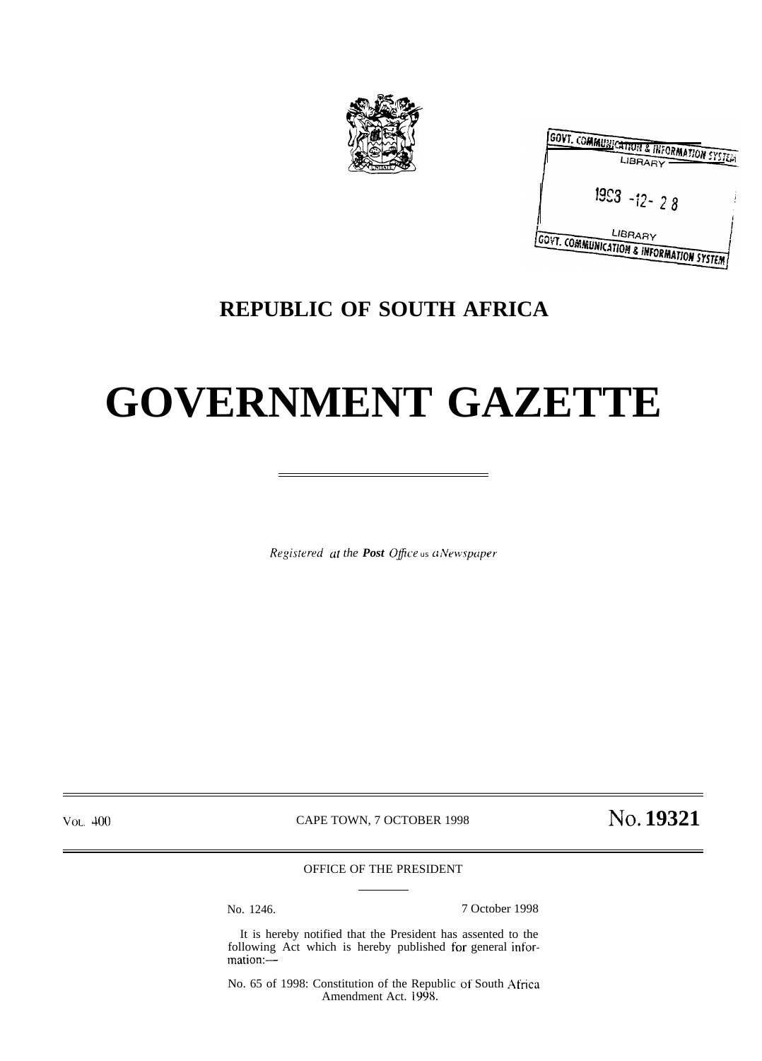GOVT. COMMUNICATION & INFORMATION SYSTEM
LIBRARY

1998 -12- 28

LIBRARY
GOVT. COMMUNICATION & INFORMATION SYSTEM

# REPUBLIC OF SOUTH AFRICA

# GOVERNMENT GAZETTE

*Registered at the **Post** Office as a Newspaper*

VOL. 400 CAPE TOWN, 7 OCTOBER 1998 **No. 19321**

OFFICE OF THE PRESIDENT

No. 1246. 7 October 1998

It is hereby notified that the President has assented to the following Act which is hereby published for general information:—

No. 65 of 1998: Constitution of the Republic of South Africa Amendment Act. 1998.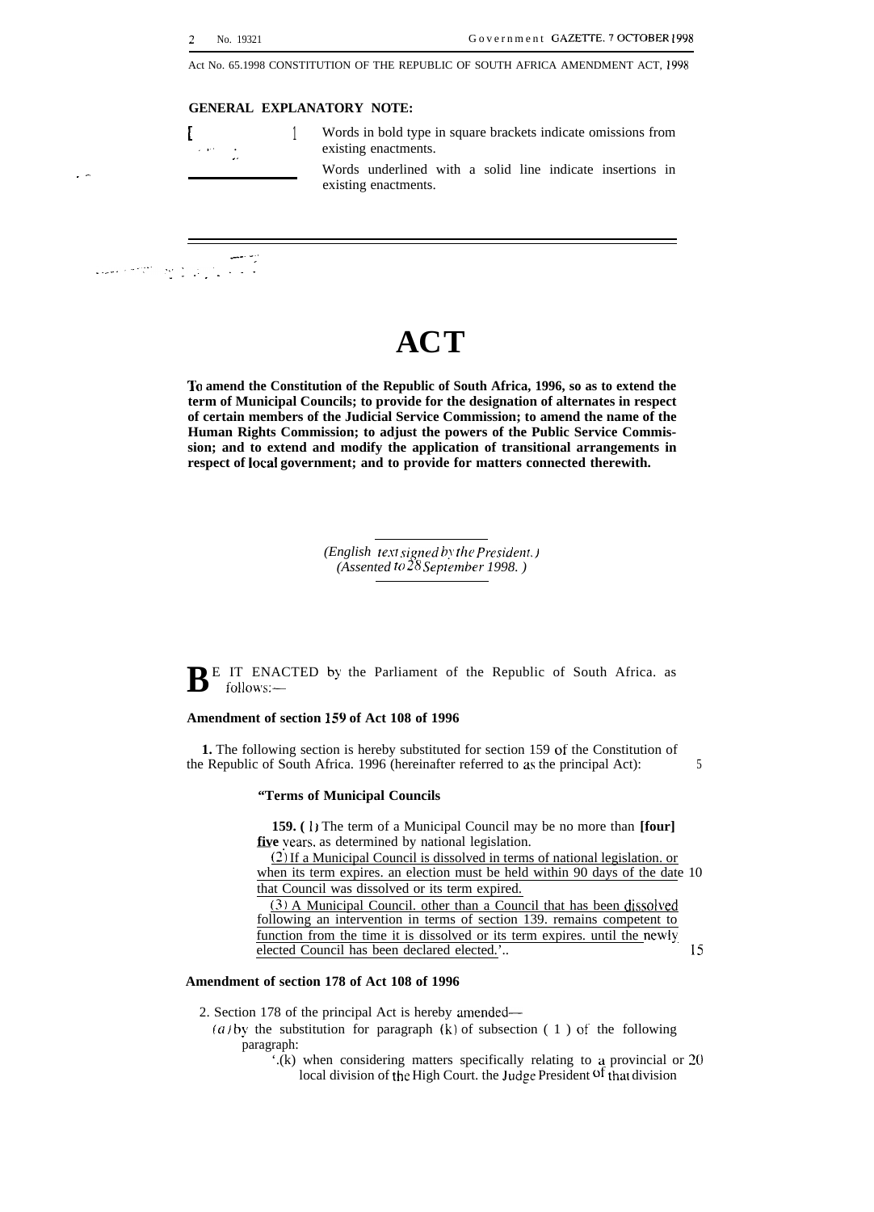Act No. 65.1998 CONSTITUTION OF THE REPUBLIC OF SOUTH AFRICA AMENDMENT ACT, 1998

**GENERAL EXPLANATORY NOTE:**

[ ] Words in bold type in square brackets indicate omissions from existing enactments.

\_\_\_\_\_ Words underlined with a solid line indicate insertions in existing enactments.

# ACT

**To amend the Constitution of the Republic of South Africa, 1996, so as to extend the term of Municipal Councils; to provide for the designation of alternates in respect of certain members of the Judicial Service Commission; to amend the name of the Human Rights Commission; to adjust the powers of the Public Service Commission; and to extend and modify the application of transitional arrangements in respect of local government; and to provide for matters connected therewith.**

*(English text signed by the President.)*
*(Assented to 28 September 1998.)*

BE IT ENACTED by the Parliament of the Republic of South Africa. as follows:—

**Amendment of section 159 of Act 108 of 1996**

**1.** The following section is hereby substituted for section 159 of the Constitution of the Republic of South Africa. 1996 (hereinafter referred to as the principal Act):

"**Terms of Municipal Councils**

**159. (1)** The term of a Municipal Council may be no more than **[four]** <u>**five**</u> years. as determined by national legislation.

<u>(2) If a Municipal Council is dissolved in terms of national legislation. or when its term expires. an election must be held within 90 days of the date that Council was dissolved or its term expired.</u>

<u>(3) A Municipal Council. other than a Council that has been dissolved following an intervention in terms of section 139. remains competent to function from the time it is dissolved or its term expires. until the newly elected Council has been declared elected.</u>"..

**Amendment of section 178 of Act 108 of 1996**

2. Section 178 of the principal Act is hereby amended—

(a) by the substitution for paragraph (k) of subsection (1) of the following paragraph:

"(k) when considering matters specifically relating to a provincial or local division of the High Court. the Judge President of that division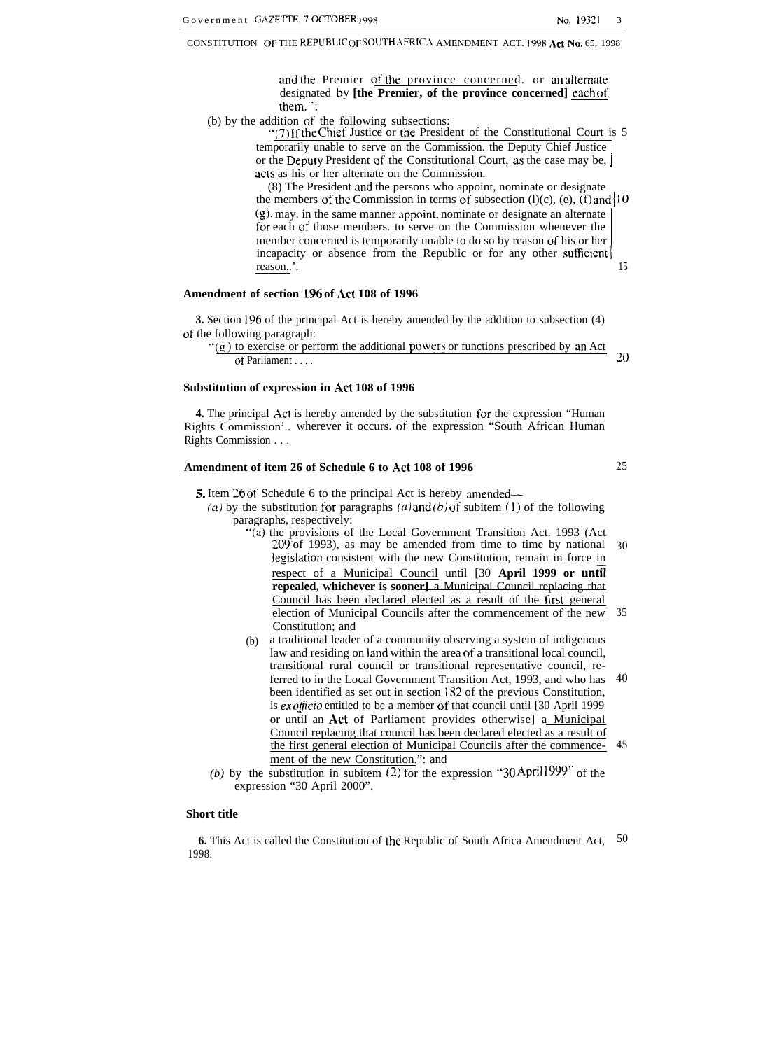and the Premier of the province concerned. or an alternate designated by **[the Premier, of the province concerned]** each of them.";

(b) by the addition of the following subsections:

"(7) If the Chief Justice or the President of the Constitutional Court is temporarily unable to serve on the Commission. the Deputy Chief Justice or the Deputy President of the Constitutional Court, as the case may be, acts as his or her alternate on the Commission.

(8) The President and the persons who appoint, nominate or designate the members of the Commission in terms of subsection (l)(c), (e), (f) and (g), may. in the same manner appoint, nominate or designate an alternate for each of those members. to serve on the Commission whenever the member concerned is temporarily unable to do so by reason of his or her incapacity or absence from the Republic or for any other sufficient reason..'.

### Amendment of section 196 of Act 108 of 1996

**3.** Section 196 of the principal Act is hereby amended by the addition to subsection (4) of the following paragraph:

"(g) to exercise or perform the additional powers or functions prescribed by an Act of Parliament . . . .

### Substitution of expression in Act 108 of 1996

**4.** The principal Act is hereby amended by the substitution for the expression "Human Rights Commission'.. wherever it occurs. of the expression "South African Human Rights Commission . . .

### Amendment of item 26 of Schedule 6 to Act 108 of 1996

**5.** Item 26 of Schedule 6 to the principal Act is hereby amended—

*(a)* by the substitution for paragraphs *(a)* and *(b)* of subitem (1) of the following paragraphs, respectively:

"(a) the provisions of the Local Government Transition Act. 1993 (Act 209 of 1993), as may be amended from time to time by national legislation consistent with the new Constitution, remain in force in respect of a Municipal Council until [30 **April 1999 or until repealed, whichever is sooner]** a Municipal Council replacing that Council has been declared elected as a result of the first general election of Municipal Councils after the commencement of the new Constitution; and

(b) a traditional leader of a community observing a system of indigenous law and residing on land within the area of a transitional local council, transitional rural council or transitional representative council, referred to in the Local Government Transition Act, 1993, and who has been identified as set out in section 182 of the previous Constitution, is *ex officio* entitled to be a member of that council until [30 April 1999 or until an **Act** of Parliament provides otherwise] a Municipal Council replacing that council has been declared elected as a result of the first general election of Municipal Councils after the commencement of the new Constitution.": and

*(b)* by the substitution in subitem (2) for the expression "30 April 1999" of the expression "30 April 2000".

### Short title

**6.** This Act is called the Constitution of the Republic of South Africa Amendment Act, 1998.